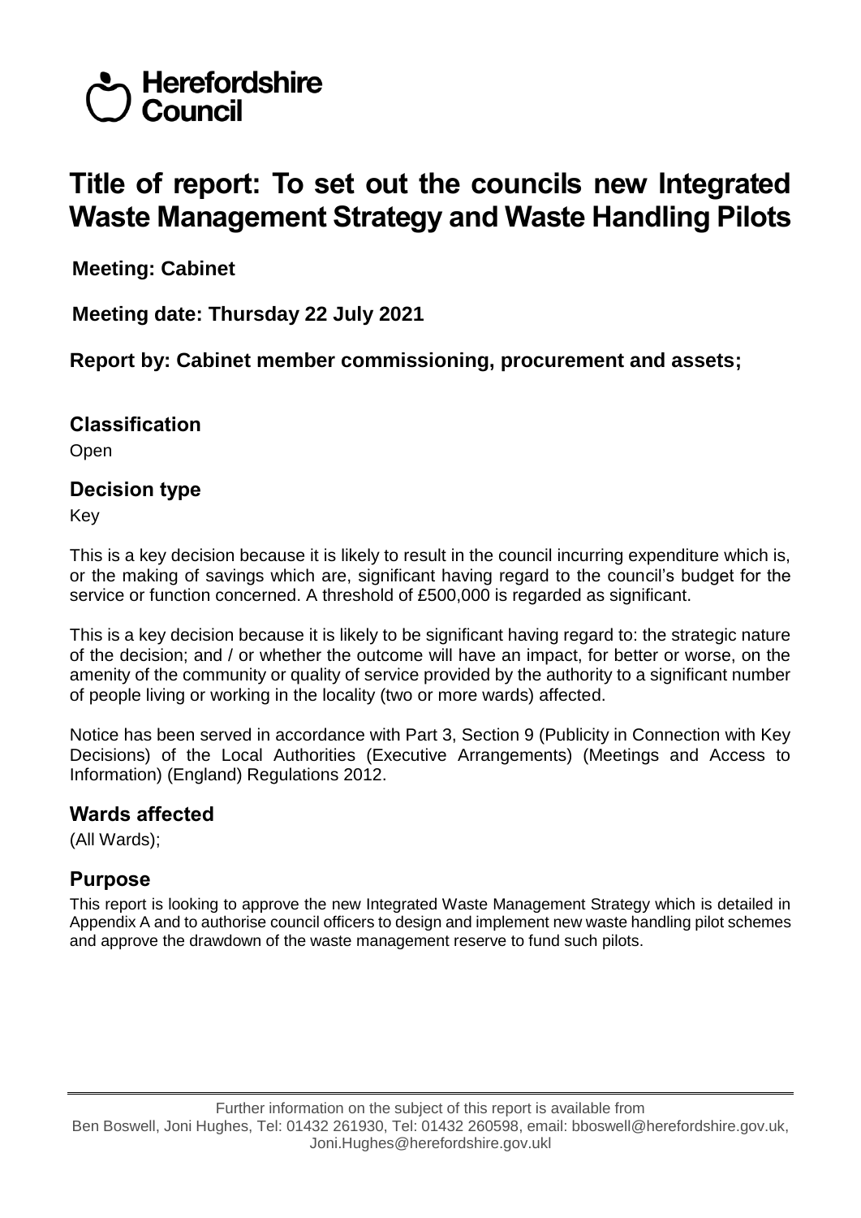Herefordshire Council

# Title of report: To set out the councils new Integrated Waste Management Strategy and Waste Handling Pilots

**Meeting: Cabinet**

**Meeting date: Thursday 22 July 2021**

**Report by: Cabinet member commissioning, procurement and assets;**

## Classification

Open

## Decision type

Key

This is a key decision because it is likely to result in the council incurring expenditure which is, or the making of savings which are, significant having regard to the council's budget for the service or function concerned. A threshold of £500,000 is regarded as significant.

This is a key decision because it is likely to be significant having regard to: the strategic nature of the decision; and / or whether the outcome will have an impact, for better or worse, on the amenity of the community or quality of service provided by the authority to a significant number of people living or working in the locality (two or more wards) affected.

Notice has been served in accordance with Part 3, Section 9 (Publicity in Connection with Key Decisions) of the Local Authorities (Executive Arrangements) (Meetings and Access to Information) (England) Regulations 2012.

## Wards affected

(All Wards);

## Purpose

This report is looking to approve the new Integrated Waste Management Strategy which is detailed in Appendix A and to authorise council officers to design and implement new waste handling pilot schemes and approve the drawdown of the waste management reserve to fund such pilots.

Further information on the subject of this report is available from
Ben Boswell, Joni Hughes, Tel: 01432 261930, Tel: 01432 260598, email: bboswell@herefordshire.gov.uk, Joni.Hughes@herefordshire.gov.ukl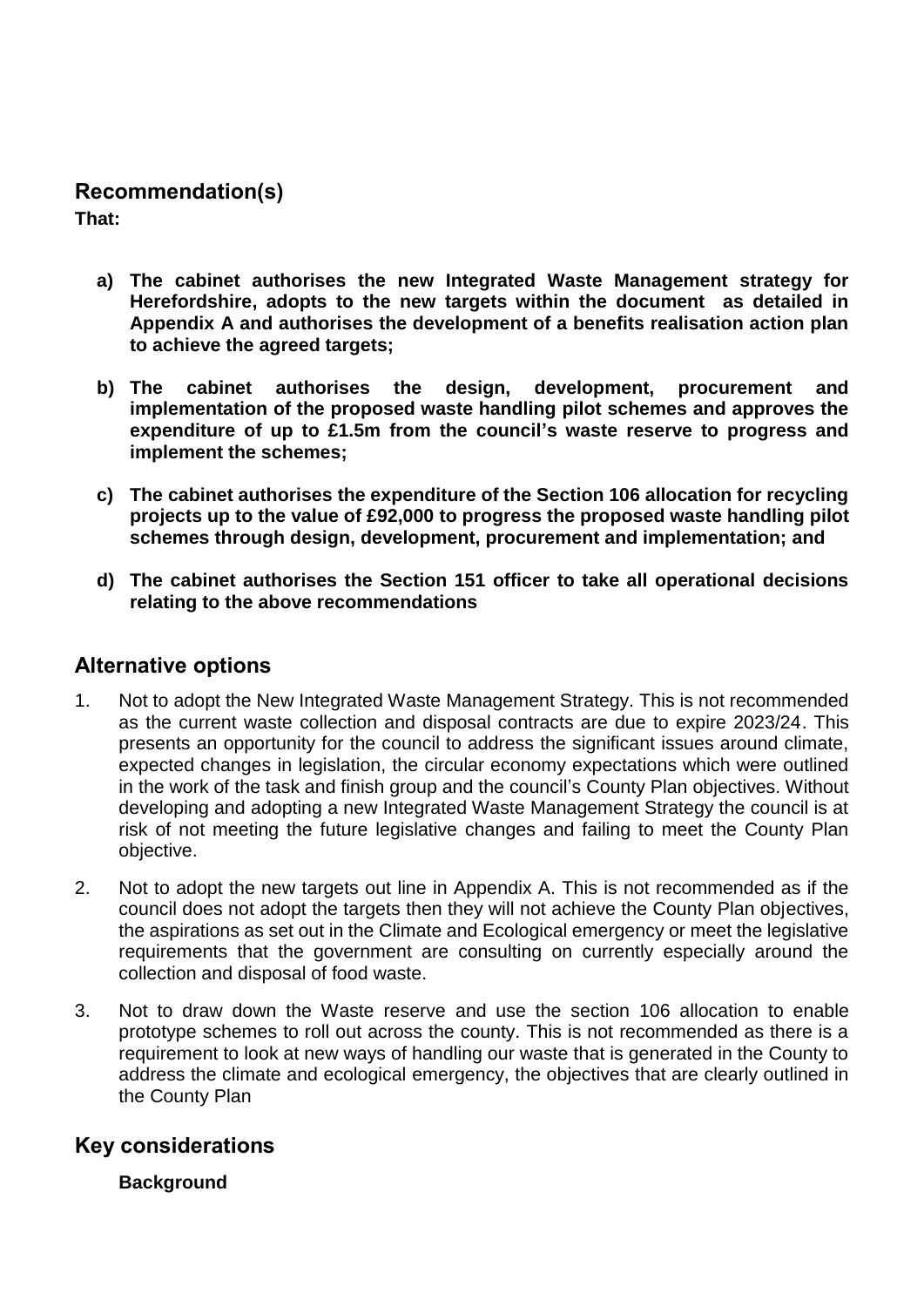## Recommendation(s)

**That:**

a) **The cabinet authorises the new Integrated Waste Management strategy for Herefordshire, adopts to the new targets within the document as detailed in Appendix A and authorises the development of a benefits realisation action plan to achieve the agreed targets;**

b) **The cabinet authorises the design, development, procurement and implementation of the proposed waste handling pilot schemes and approves the expenditure of up to £1.5m from the council's waste reserve to progress and implement the schemes;**

c) **The cabinet authorises the expenditure of the Section 106 allocation for recycling projects up to the value of £92,000 to progress the proposed waste handling pilot schemes through design, development, procurement and implementation; and**

d) **The cabinet authorises the Section 151 officer to take all operational decisions relating to the above recommendations**

## Alternative options

1. Not to adopt the New Integrated Waste Management Strategy. This is not recommended as the current waste collection and disposal contracts are due to expire 2023/24. This presents an opportunity for the council to address the significant issues around climate, expected changes in legislation, the circular economy expectations which were outlined in the work of the task and finish group and the council's County Plan objectives. Without developing and adopting a new Integrated Waste Management Strategy the council is at risk of not meeting the future legislative changes and failing to meet the County Plan objective.

2. Not to adopt the new targets out line in Appendix A. This is not recommended as if the council does not adopt the targets then they will not achieve the County Plan objectives, the aspirations as set out in the Climate and Ecological emergency or meet the legislative requirements that the government are consulting on currently especially around the collection and disposal of food waste.

3. Not to draw down the Waste reserve and use the section 106 allocation to enable prototype schemes to roll out across the county. This is not recommended as there is a requirement to look at new ways of handling our waste that is generated in the County to address the climate and ecological emergency, the objectives that are clearly outlined in the County Plan

## Key considerations

**Background**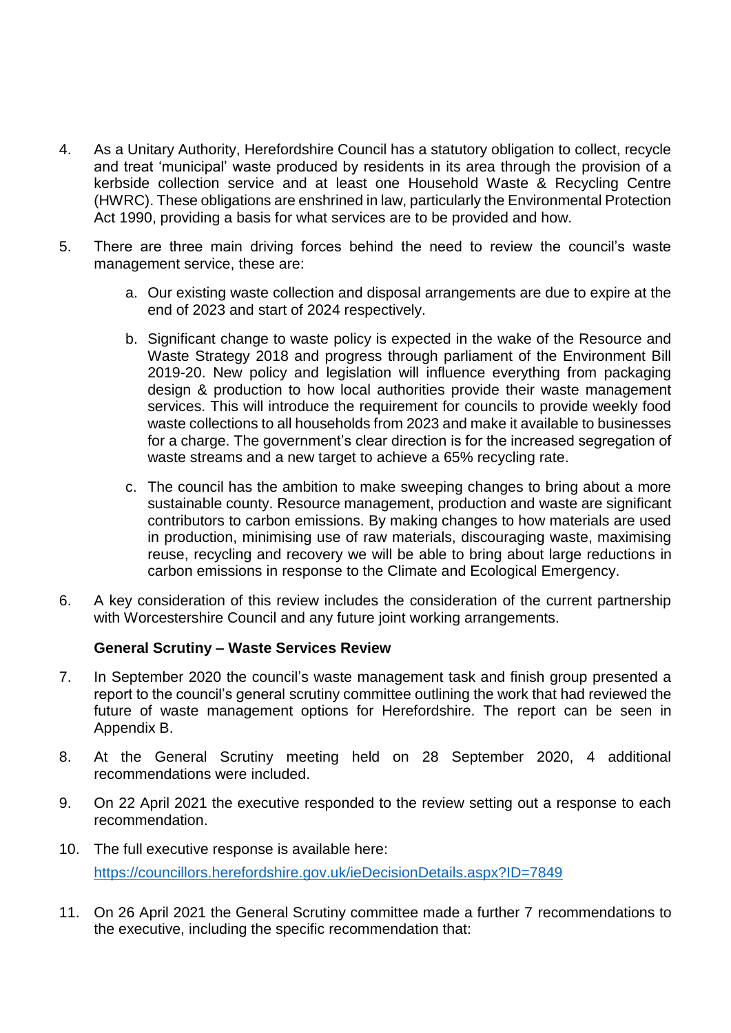4. As a Unitary Authority, Herefordshire Council has a statutory obligation to collect, recycle and treat 'municipal' waste produced by residents in its area through the provision of a kerbside collection service and at least one Household Waste & Recycling Centre (HWRC). These obligations are enshrined in law, particularly the Environmental Protection Act 1990, providing a basis for what services are to be provided and how.

5. There are three main driving forces behind the need to review the council's waste management service, these are:

    a. Our existing waste collection and disposal arrangements are due to expire at the end of 2023 and start of 2024 respectively.

    b. Significant change to waste policy is expected in the wake of the Resource and Waste Strategy 2018 and progress through parliament of the Environment Bill 2019-20. New policy and legislation will influence everything from packaging design & production to how local authorities provide their waste management services. This will introduce the requirement for councils to provide weekly food waste collections to all households from 2023 and make it available to businesses for a charge. The government's clear direction is for the increased segregation of waste streams and a new target to achieve a 65% recycling rate.

    c. The council has the ambition to make sweeping changes to bring about a more sustainable county. Resource management, production and waste are significant contributors to carbon emissions. By making changes to how materials are used in production, minimising use of raw materials, discouraging waste, maximising reuse, recycling and recovery we will be able to bring about large reductions in carbon emissions in response to the Climate and Ecological Emergency.

6. A key consideration of this review includes the consideration of the current partnership with Worcestershire Council and any future joint working arrangements.

**General Scrutiny – Waste Services Review**

7. In September 2020 the council's waste management task and finish group presented a report to the council's general scrutiny committee outlining the work that had reviewed the future of waste management options for Herefordshire. The report can be seen in Appendix B.

8. At the General Scrutiny meeting held on 28 September 2020, 4 additional recommendations were included.

9. On 22 April 2021 the executive responded to the review setting out a response to each recommendation.

10. The full executive response is available here:
    [https://councillors.herefordshire.gov.uk/ieDecisionDetails.aspx?ID=7849](https://councillors.herefordshire.gov.uk/ieDecisionDetails.aspx?ID=7849)

11. On 26 April 2021 the General Scrutiny committee made a further 7 recommendations to the executive, including the specific recommendation that: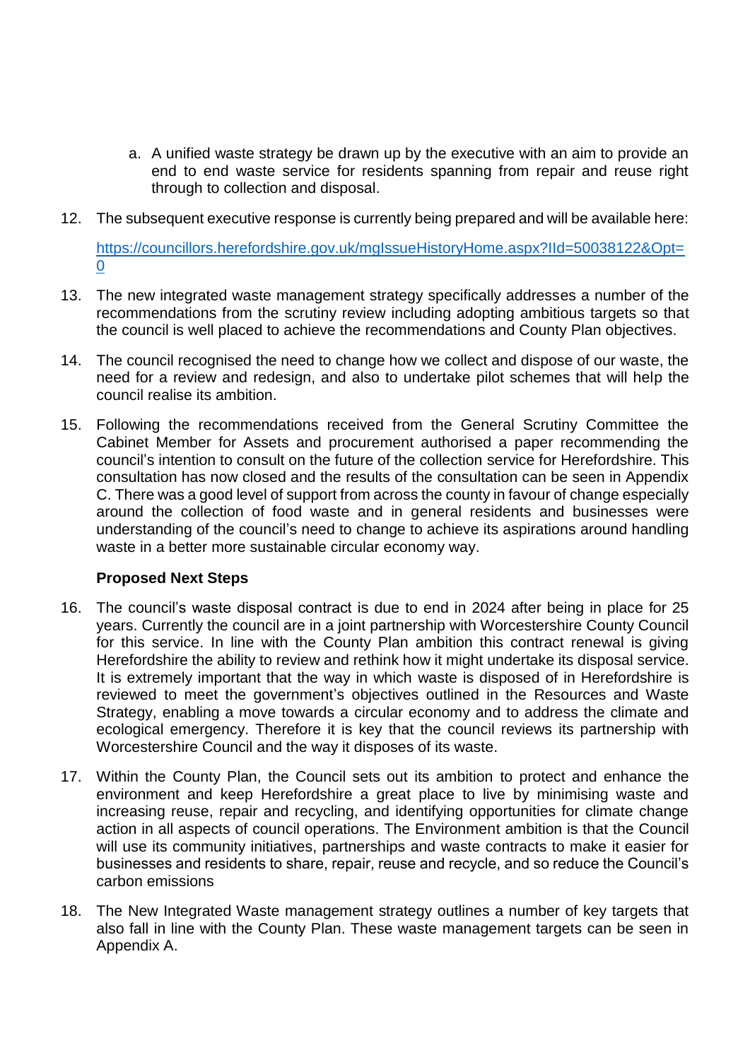a. A unified waste strategy be drawn up by the executive with an aim to provide an end to end waste service for residents spanning from repair and reuse right through to collection and disposal.

12. The subsequent executive response is currently being prepared and will be available here:

    [https://councillors.herefordshire.gov.uk/mgIssueHistoryHome.aspx?IId=50038122&Opt=0](https://councillors.herefordshire.gov.uk/mgIssueHistoryHome.aspx?IId=50038122&Opt=0)

13. The new integrated waste management strategy specifically addresses a number of the recommendations from the scrutiny review including adopting ambitious targets so that the council is well placed to achieve the recommendations and County Plan objectives.

14. The council recognised the need to change how we collect and dispose of our waste, the need for a review and redesign, and also to undertake pilot schemes that will help the council realise its ambition.

15. Following the recommendations received from the General Scrutiny Committee the Cabinet Member for Assets and procurement authorised a paper recommending the council's intention to consult on the future of the collection service for Herefordshire. This consultation has now closed and the results of the consultation can be seen in Appendix C. There was a good level of support from across the county in favour of change especially around the collection of food waste and in general residents and businesses were understanding of the council's need to change to achieve its aspirations around handling waste in a better more sustainable circular economy way.

**Proposed Next Steps**

16. The council's waste disposal contract is due to end in 2024 after being in place for 25 years. Currently the council are in a joint partnership with Worcestershire County Council for this service. In line with the County Plan ambition this contract renewal is giving Herefordshire the ability to review and rethink how it might undertake its disposal service. It is extremely important that the way in which waste is disposed of in Herefordshire is reviewed to meet the government's objectives outlined in the Resources and Waste Strategy, enabling a move towards a circular economy and to address the climate and ecological emergency. Therefore it is key that the council reviews its partnership with Worcestershire Council and the way it disposes of its waste.

17. Within the County Plan, the Council sets out its ambition to protect and enhance the environment and keep Herefordshire a great place to live by minimising waste and increasing reuse, repair and recycling, and identifying opportunities for climate change action in all aspects of council operations. The Environment ambition is that the Council will use its community initiatives, partnerships and waste contracts to make it easier for businesses and residents to share, repair, reuse and recycle, and so reduce the Council's carbon emissions

18. The New Integrated Waste management strategy outlines a number of key targets that also fall in line with the County Plan. These waste management targets can be seen in Appendix A.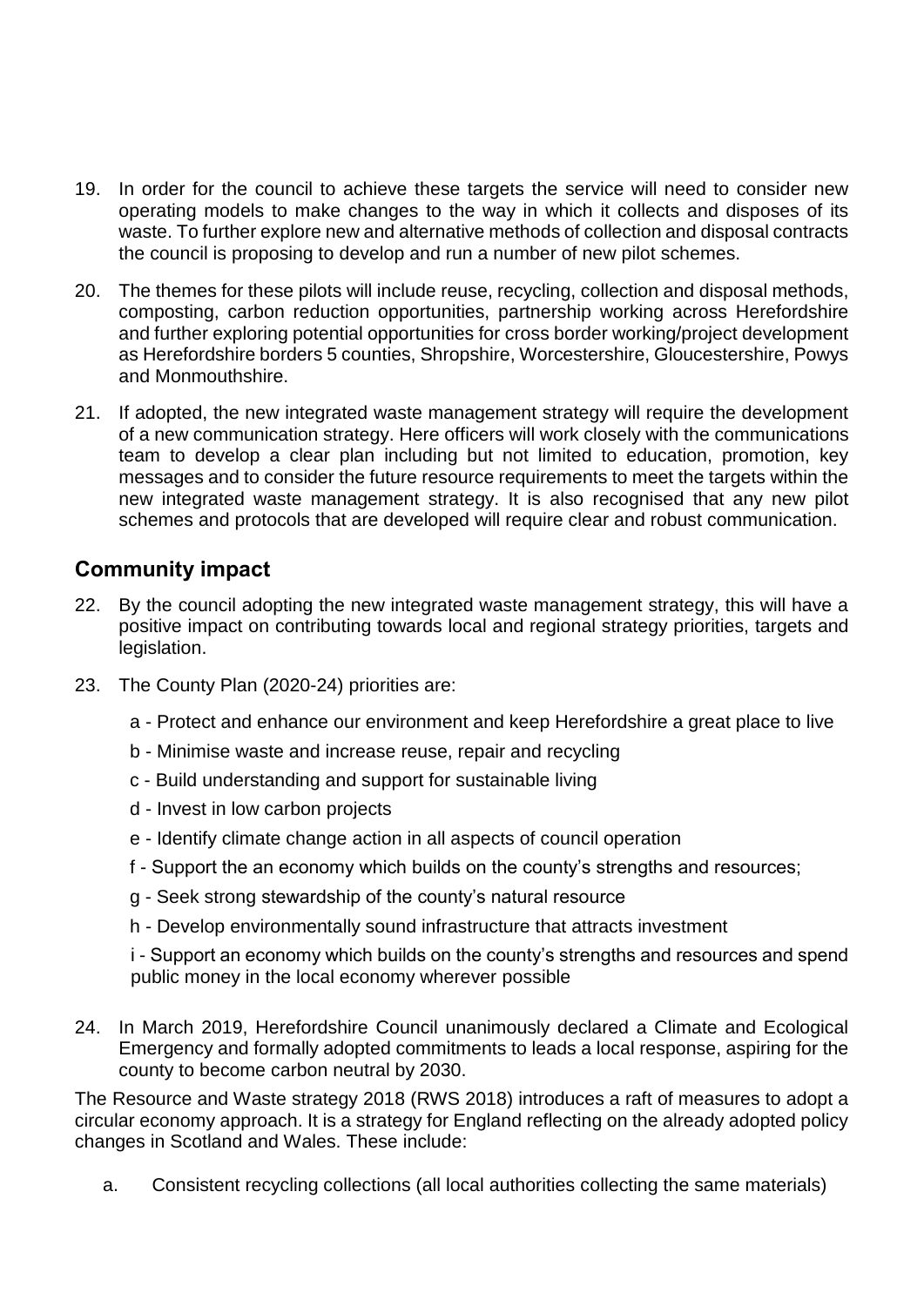19. In order for the council to achieve these targets the service will need to consider new operating models to make changes to the way in which it collects and disposes of its waste. To further explore new and alternative methods of collection and disposal contracts the council is proposing to develop and run a number of new pilot schemes.

20. The themes for these pilots will include reuse, recycling, collection and disposal methods, composting, carbon reduction opportunities, partnership working across Herefordshire and further exploring potential opportunities for cross border working/project development as Herefordshire borders 5 counties, Shropshire, Worcestershire, Gloucestershire, Powys and Monmouthshire.

21. If adopted, the new integrated waste management strategy will require the development of a new communication strategy. Here officers will work closely with the communications team to develop a clear plan including but not limited to education, promotion, key messages and to consider the future resource requirements to meet the targets within the new integrated waste management strategy. It is also recognised that any new pilot schemes and protocols that are developed will require clear and robust communication.

## Community impact

22. By the council adopting the new integrated waste management strategy, this will have a positive impact on contributing towards local and regional strategy priorities, targets and legislation.

23. The County Plan (2020-24) priorities are:

    a - Protect and enhance our environment and keep Herefordshire a great place to live

    b - Minimise waste and increase reuse, repair and recycling

    c - Build understanding and support for sustainable living

    d - Invest in low carbon projects

    e - Identify climate change action in all aspects of council operation

    f - Support the an economy which builds on the county's strengths and resources;

    g - Seek strong stewardship of the county's natural resource

    h - Develop environmentally sound infrastructure that attracts investment

    i - Support an economy which builds on the county's strengths and resources and spend public money in the local economy wherever possible

24. In March 2019, Herefordshire Council unanimously declared a Climate and Ecological Emergency and formally adopted commitments to leads a local response, aspiring for the county to become carbon neutral by 2030.

The Resource and Waste strategy 2018 (RWS 2018) introduces a raft of measures to adopt a circular economy approach. It is a strategy for England reflecting on the already adopted policy changes in Scotland and Wales. These include:

a. Consistent recycling collections (all local authorities collecting the same materials)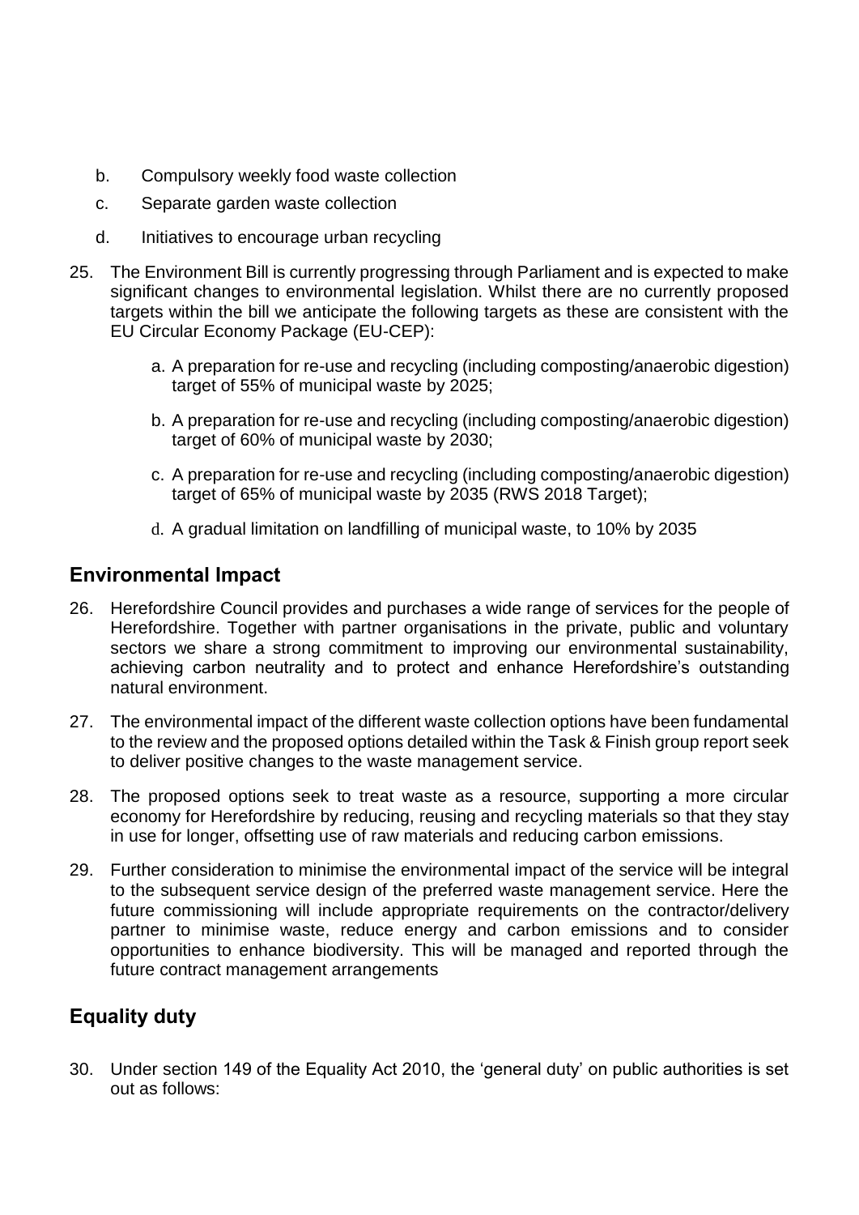b. Compulsory weekly food waste collection

c. Separate garden waste collection

d. Initiatives to encourage urban recycling

25. The Environment Bill is currently progressing through Parliament and is expected to make significant changes to environmental legislation. Whilst there are no currently proposed targets within the bill we anticipate the following targets as these are consistent with the EU Circular Economy Package (EU-CEP):

    a. A preparation for re-use and recycling (including composting/anaerobic digestion) target of 55% of municipal waste by 2025;

    b. A preparation for re-use and recycling (including composting/anaerobic digestion) target of 60% of municipal waste by 2030;

    c. A preparation for re-use and recycling (including composting/anaerobic digestion) target of 65% of municipal waste by 2035 (RWS 2018 Target);

    d. A gradual limitation on landfilling of municipal waste, to 10% by 2035

## Environmental Impact

26. Herefordshire Council provides and purchases a wide range of services for the people of Herefordshire. Together with partner organisations in the private, public and voluntary sectors we share a strong commitment to improving our environmental sustainability, achieving carbon neutrality and to protect and enhance Herefordshire's outstanding natural environment.

27. The environmental impact of the different waste collection options have been fundamental to the review and the proposed options detailed within the Task & Finish group report seek to deliver positive changes to the waste management service.

28. The proposed options seek to treat waste as a resource, supporting a more circular economy for Herefordshire by reducing, reusing and recycling materials so that they stay in use for longer, offsetting use of raw materials and reducing carbon emissions.

29. Further consideration to minimise the environmental impact of the service will be integral to the subsequent service design of the preferred waste management service. Here the future commissioning will include appropriate requirements on the contractor/delivery partner to minimise waste, reduce energy and carbon emissions and to consider opportunities to enhance biodiversity. This will be managed and reported through the future contract management arrangements

## Equality duty

30. Under section 149 of the Equality Act 2010, the 'general duty' on public authorities is set out as follows: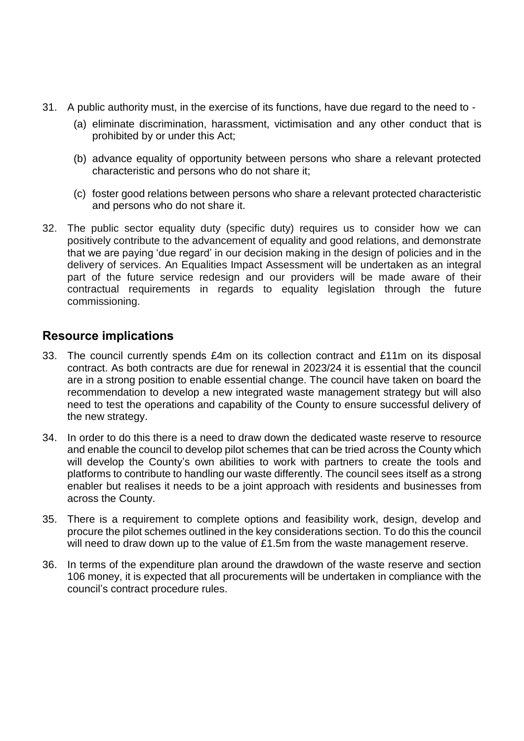31. A public authority must, in the exercise of its functions, have due regard to the need to -

    (a) eliminate discrimination, harassment, victimisation and any other conduct that is prohibited by or under this Act;

    (b) advance equality of opportunity between persons who share a relevant protected characteristic and persons who do not share it;

    (c) foster good relations between persons who share a relevant protected characteristic and persons who do not share it.

32. The public sector equality duty (specific duty) requires us to consider how we can positively contribute to the advancement of equality and good relations, and demonstrate that we are paying 'due regard' in our decision making in the design of policies and in the delivery of services. An Equalities Impact Assessment will be undertaken as an integral part of the future service redesign and our providers will be made aware of their contractual requirements in regards to equality legislation through the future commissioning.

## Resource implications

33. The council currently spends £4m on its collection contract and £11m on its disposal contract. As both contracts are due for renewal in 2023/24 it is essential that the council are in a strong position to enable essential change. The council have taken on board the recommendation to develop a new integrated waste management strategy but will also need to test the operations and capability of the County to ensure successful delivery of the new strategy.

34. In order to do this there is a need to draw down the dedicated waste reserve to resource and enable the council to develop pilot schemes that can be tried across the County which will develop the County's own abilities to work with partners to create the tools and platforms to contribute to handling our waste differently. The council sees itself as a strong enabler but realises it needs to be a joint approach with residents and businesses from across the County.

35. There is a requirement to complete options and feasibility work, design, develop and procure the pilot schemes outlined in the key considerations section. To do this the council will need to draw down up to the value of £1.5m from the waste management reserve.

36. In terms of the expenditure plan around the drawdown of the waste reserve and section 106 money, it is expected that all procurements will be undertaken in compliance with the council's contract procedure rules.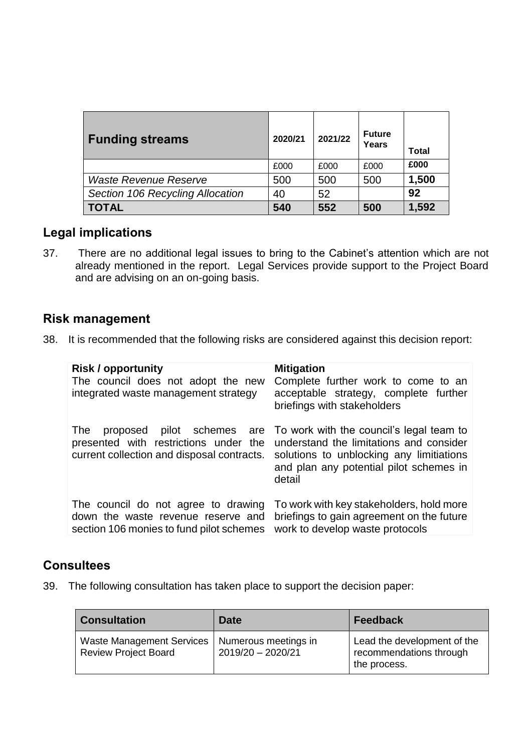| Funding streams | 2020/21 | 2021/22 | Future Years | Total |
|---|---|---|---|---|
| | £000 | £000 | £000 | **£000** |
| *Waste Revenue Reserve* | 500 | 500 | 500 | **1,500** |
| *Section 106 Recycling Allocation* | 40 | 52 | | **92** |
| **TOTAL** | **540** | **552** | **500** | **1,592** |

## Legal implications

37. There are no additional legal issues to bring to the Cabinet's attention which are not already mentioned in the report. Legal Services provide support to the Project Board and are advising on an on-going basis.

## Risk management

38. It is recommended that the following risks are considered against this decision report:

| Risk / opportunity | Mitigation |
|---|---|
| The council does not adopt the new integrated waste management strategy | Complete further work to come to an acceptable strategy, complete further briefings with stakeholders |
| The proposed pilot schemes are presented with restrictions under the current collection and disposal contracts. | To work with the council's legal team to understand the limitations and consider solutions to unblocking any limitiations and plan any potential pilot schemes in detail |
| The council do not agree to drawing down the waste revenue reserve and section 106 monies to fund pilot schemes | To work with key stakeholders, hold more briefings to gain agreement on the future work to develop waste protocols |

## Consultees

39. The following consultation has taken place to support the decision paper:

| Consultation | Date | Feedback |
|---|---|---|
| Waste Management Services Review Project Board | Numerous meetings in 2019/20 – 2020/21 | Lead the development of the recommendations through the process. |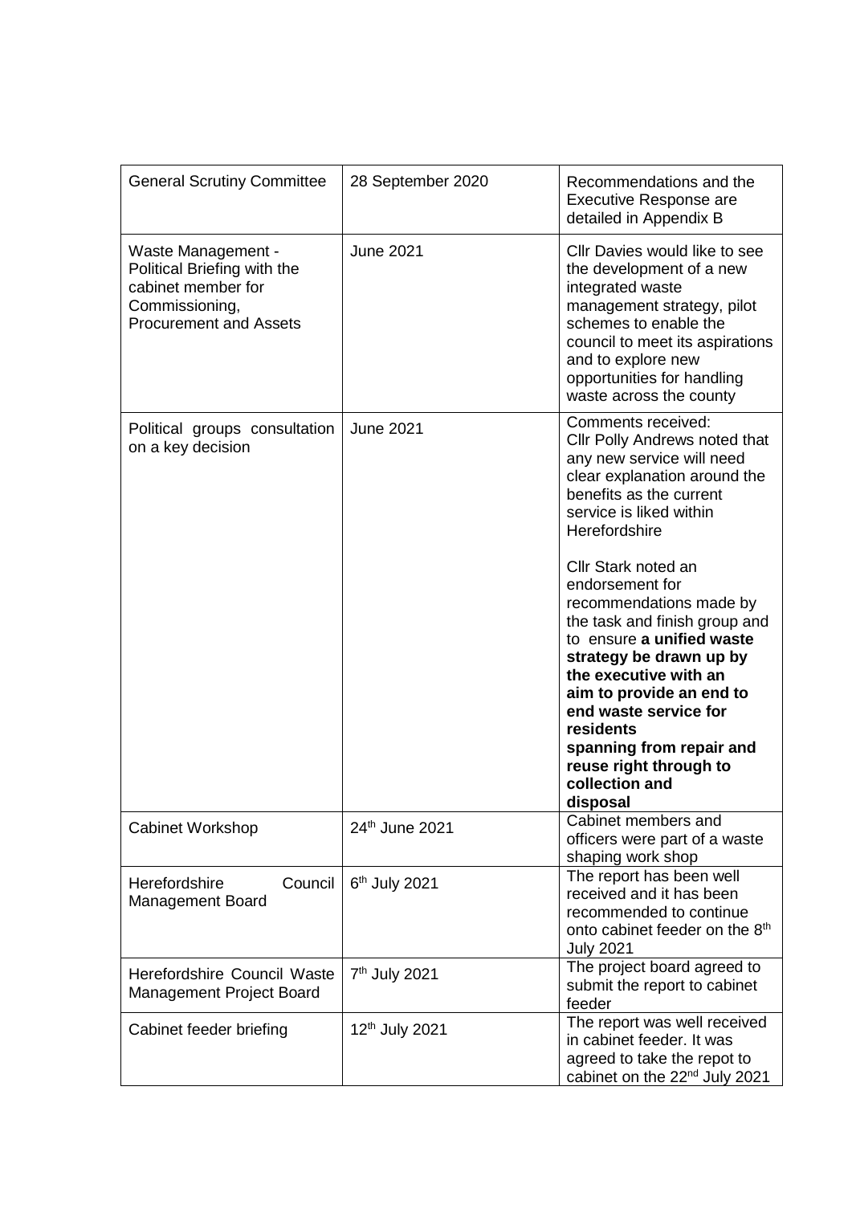| | | |
|---|---|---|
| General Scrutiny Committee | 28 September 2020 | Recommendations and the Executive Response are detailed in Appendix B |
| Waste Management - Political Briefing with the cabinet member for Commissioning, Procurement and Assets | June 2021 | Cllr Davies would like to see the development of a new integrated waste management strategy, pilot schemes to enable the council to meet its aspirations and to explore new opportunities for handling waste across the county |
| Political groups consultation on a key decision | June 2021 | Comments received:<br>Cllr Polly Andrews noted that any new service will need clear explanation around the benefits as the current service is liked within Herefordshire<br><br>Cllr Stark noted an endorsement for recommendations made by the task and finish group and to ensure **a unified waste strategy be drawn up by the executive with an aim to provide an end to end waste service for residents spanning from repair and reuse right through to collection and disposal** |
| Cabinet Workshop | 24th June 2021 | Cabinet members and officers were part of a waste shaping work shop |
| Herefordshire Council Management Board | 6th July 2021 | The report has been well received and it has been recommended to continue onto cabinet feeder on the 8th July 2021 |
| Herefordshire Council Waste Management Project Board | 7th July 2021 | The project board agreed to submit the report to cabinet feeder |
| Cabinet feeder briefing | 12th July 2021 | The report was well received in cabinet feeder. It was agreed to take the repot to cabinet on the 22nd July 2021 |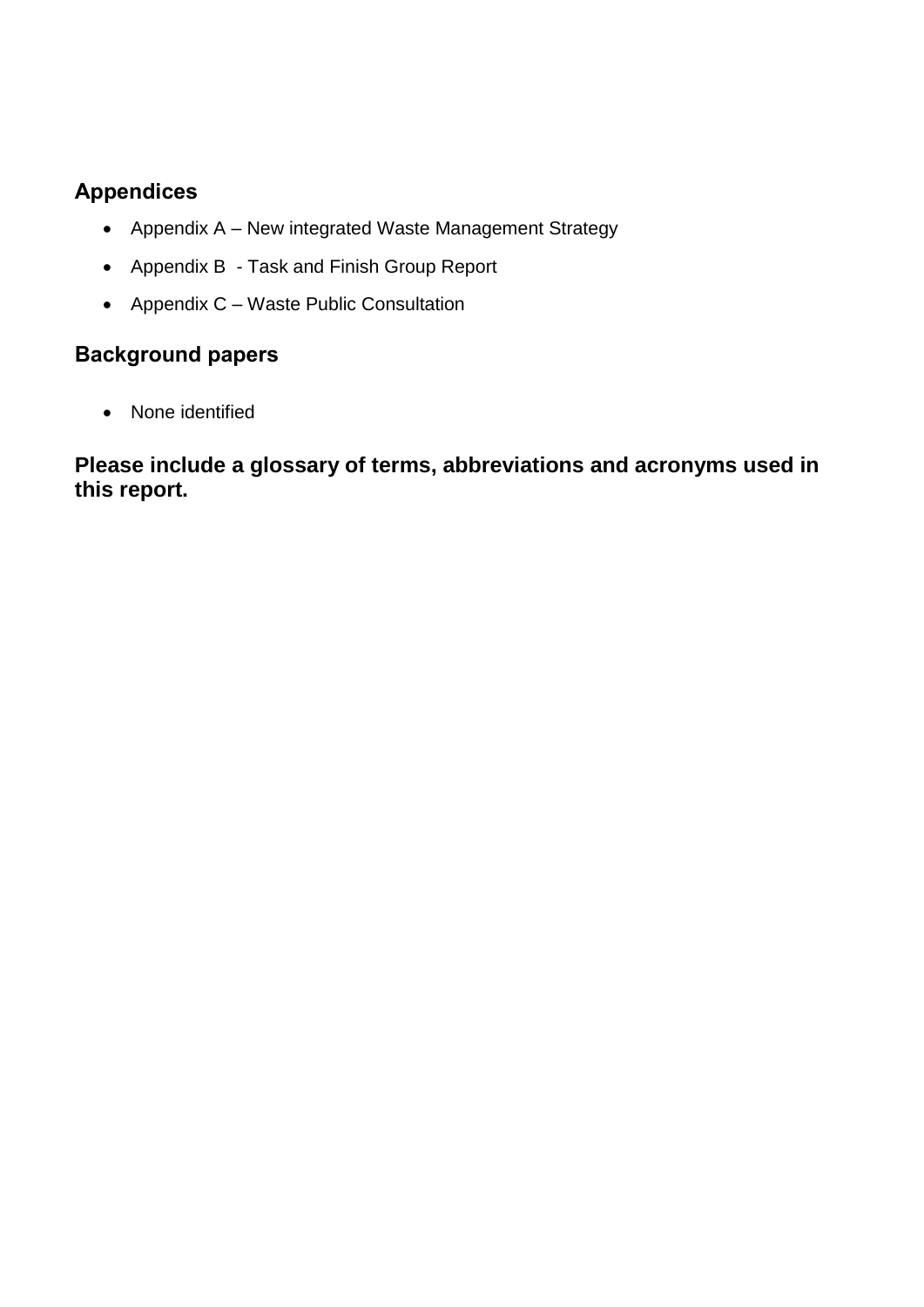## Appendices

- Appendix A – New integrated Waste Management Strategy
- Appendix B - Task and Finish Group Report
- Appendix C – Waste Public Consultation

## Background papers

- None identified

## Please include a glossary of terms, abbreviations and acronyms used in this report.